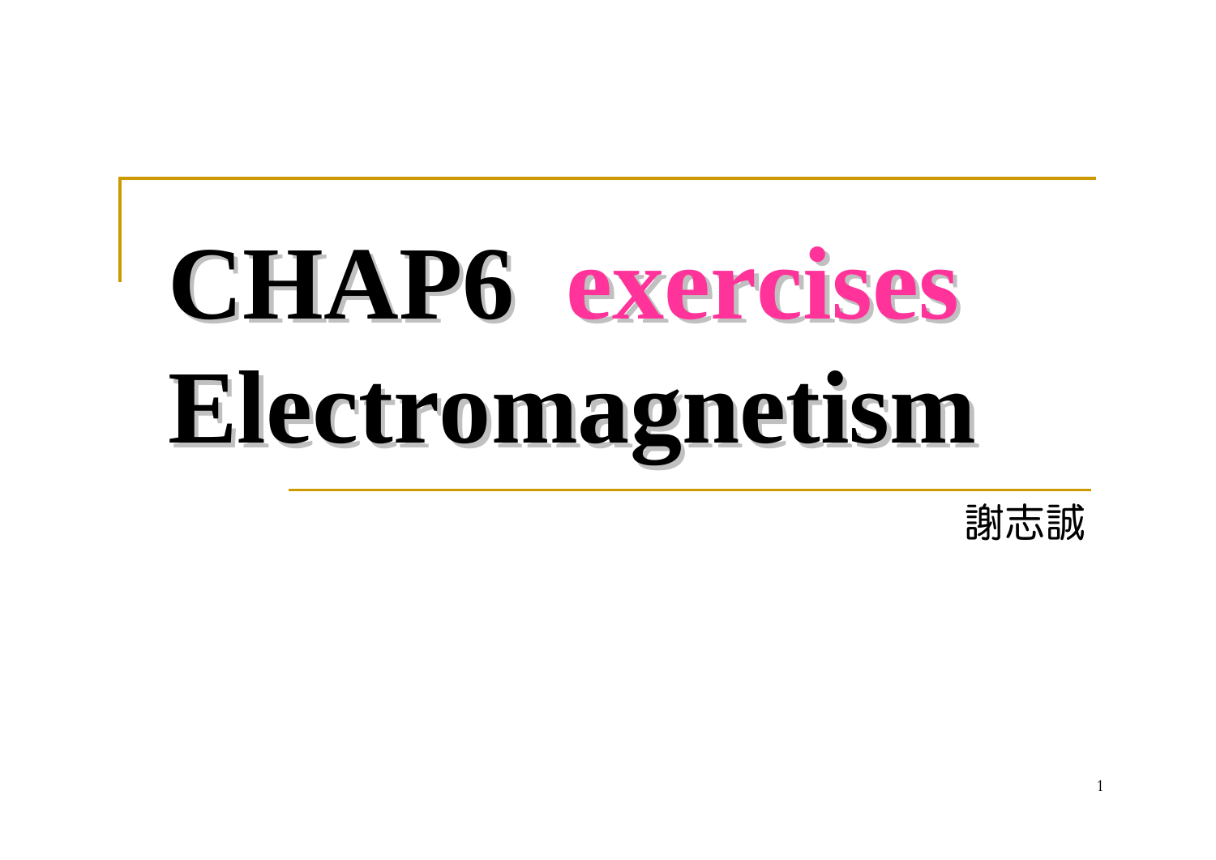# CHAP6 exercises Electromagnetism

謝志誠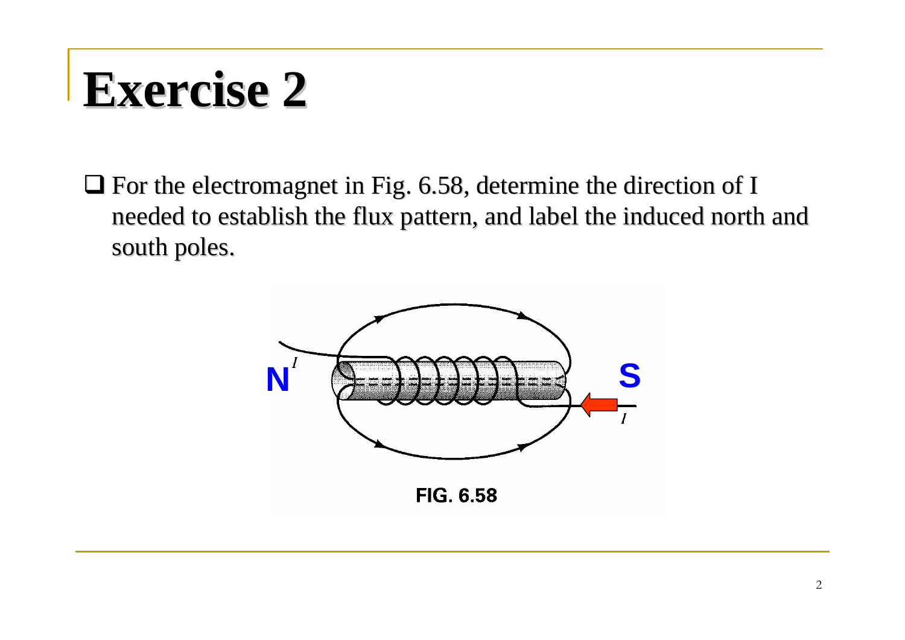# Exercise 2

- For the electromagnet in Fig. 6.58, determine the direction of I needed to establish the flux pattern, and label the induced north and south poles.

N

S

$I$

$I$

**FIG. 6.58**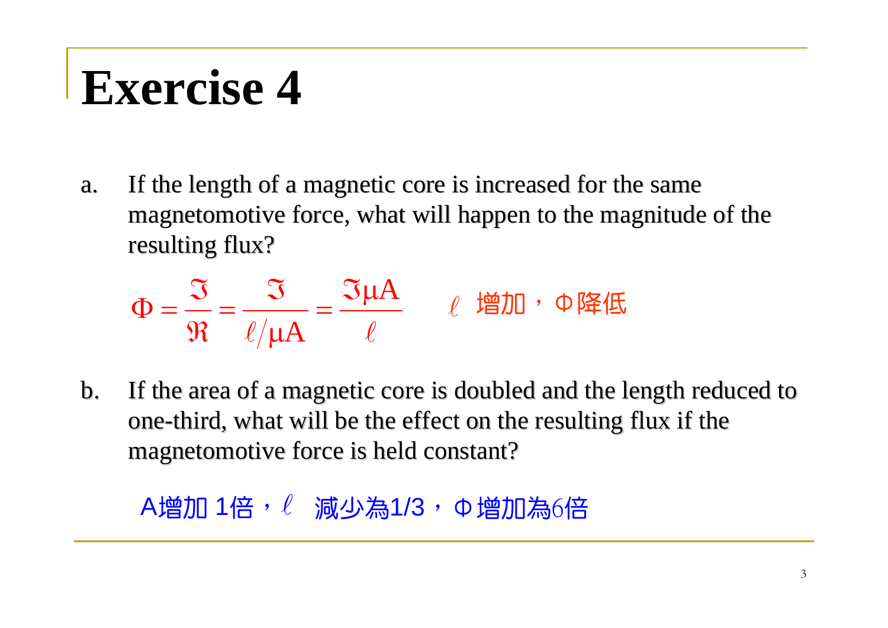# Exercise 4

a. If the length of a magnetic core is increased for the same magnetomotive force, what will happen to the magnitude of the resulting flux?

$$\Phi = \frac{\Im}{\Re} = \frac{\Im}{\ell/\mu A} = \frac{\Im \mu A}{\ell}$$

$\ell$ 增加，$\Phi$降低

b. If the area of a magnetic core is doubled and the length reduced to one-third, what will be the effect on the resulting flux if the magnetomotive force is held constant?

A增加 1倍，$\ell$ 減少為1/3，$\Phi$ 增加為6倍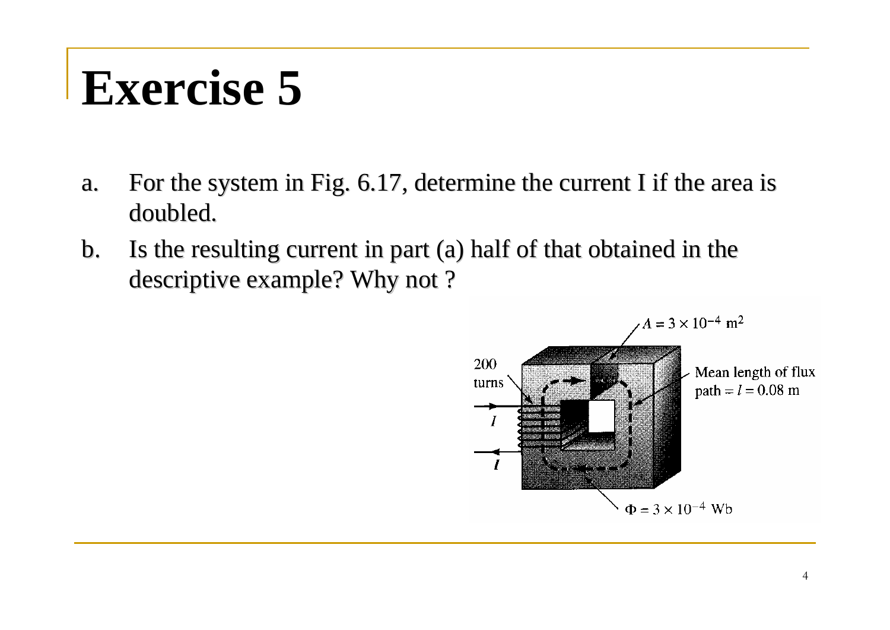# Exercise 5

a. For the system in Fig. 6.17, determine the current I if the area is doubled.

b. Is the resulting current in part (a) half of that obtained in the descriptive example? Why not ?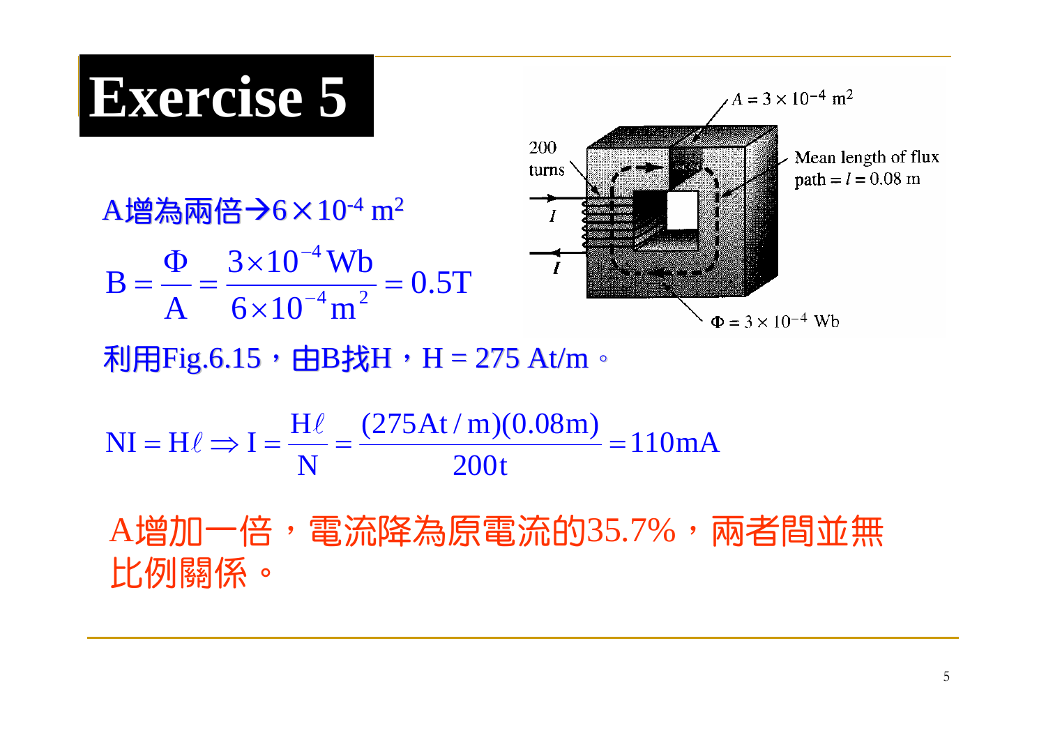# Exercise 5

A增為兩倍→$6\times10^{-4}$ m$^2$

$$B = \frac{\Phi}{A} = \frac{3\times10^{-4}\,\text{Wb}}{6\times10^{-4}\,\text{m}^2} = 0.5\text{T}$$

利用Fig.6.15，由B找H，H = 275 At/m。

$$NI = H\ell \Rightarrow I = \frac{H\ell}{N} = \frac{(275\text{At}/\text{m})(0.08\text{m})}{200\text{t}} = 110\text{mA}$$

A增加一倍，電流降為原電流的35.7%，兩者間並無比例關係。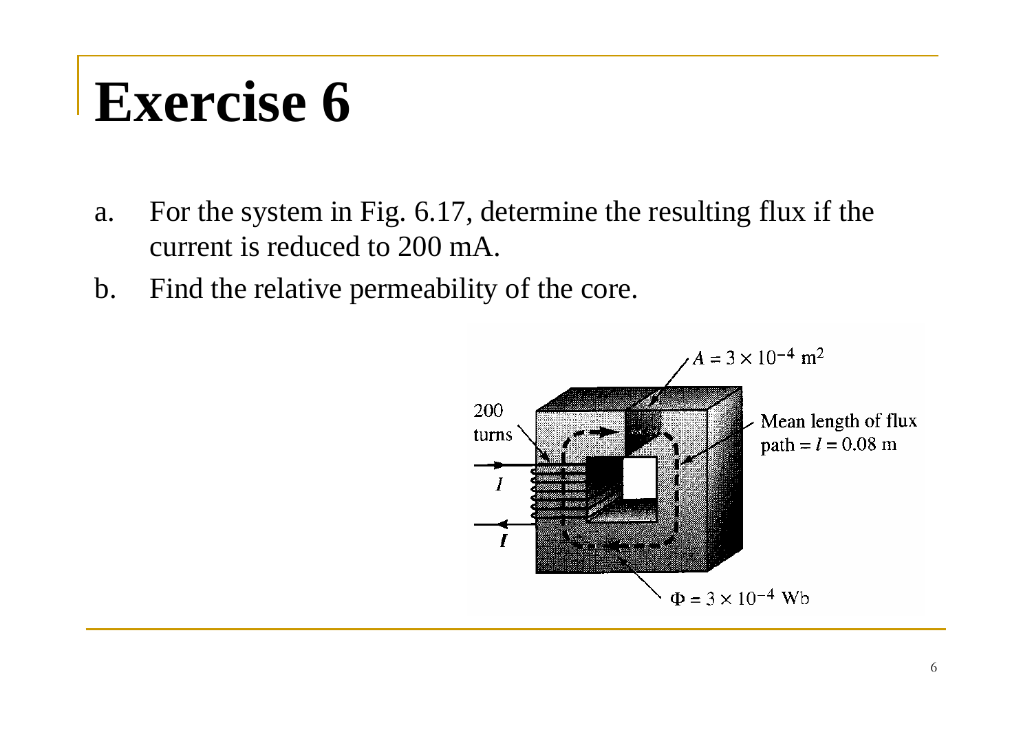# Exercise 6

a. For the system in Fig. 6.17, determine the resulting flux if the current is reduced to 200 mA.

b. Find the relative permeability of the core.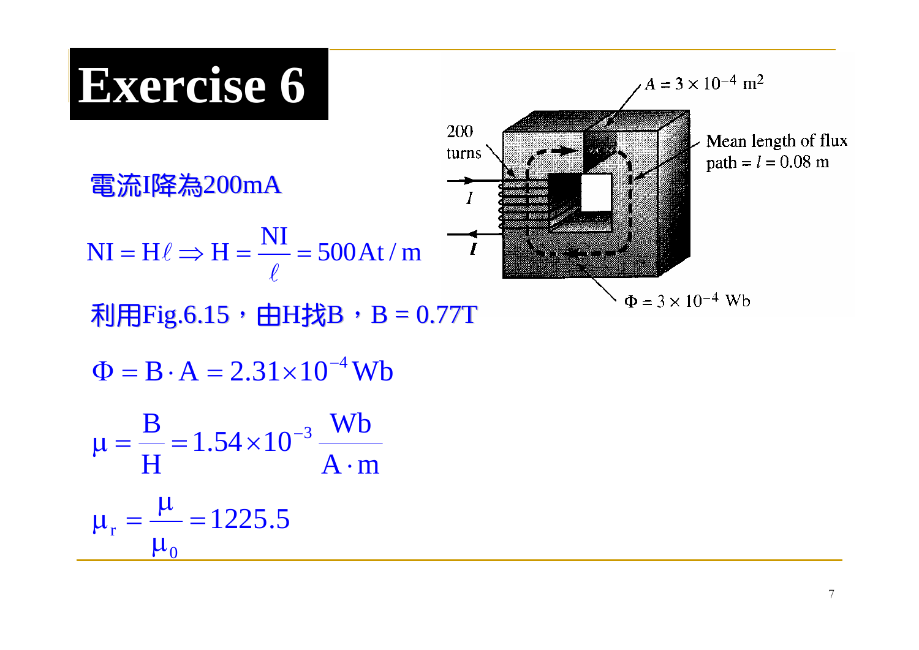# Exercise 6

A = 3 × 10⁻⁴ m²

200 turns

Mean length of flux path = l = 0.08 m

Φ = 3 × 10⁻⁴ Wb

電流I降為200mA

$$NI = H\ell \Rightarrow H = \frac{NI}{\ell} = 500\,At/m$$

利用Fig.6.15，由H找B，B = 0.77T

$$\Phi = B \cdot A = 2.31 \times 10^{-4}\,Wb$$

$$\mu = \frac{B}{H} = 1.54 \times 10^{-3}\,\frac{Wb}{A \cdot m}$$

$$\mu_r = \frac{\mu}{\mu_0} = 1225.5$$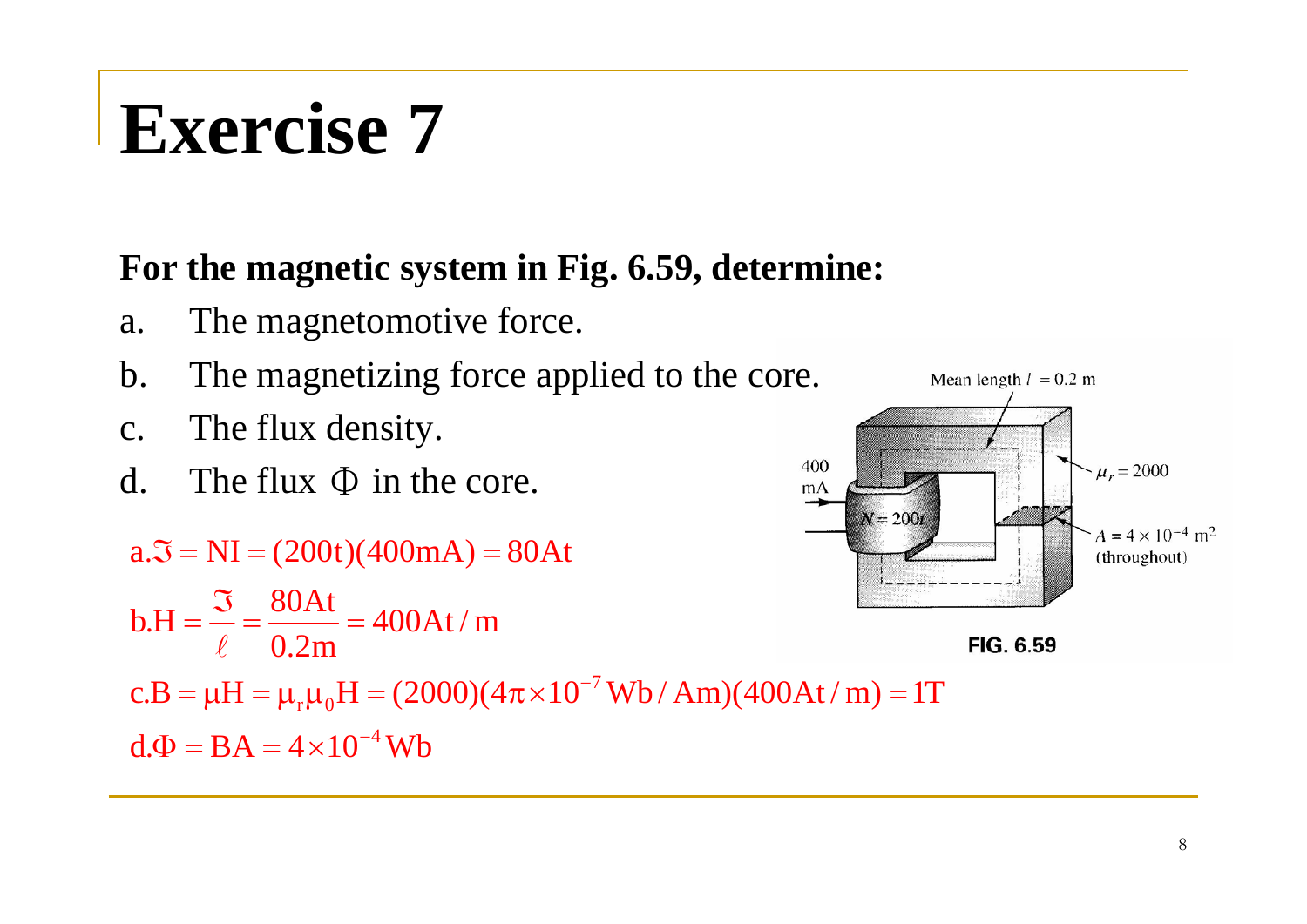# Exercise 7

**For the magnetic system in Fig. 6.59, determine:**

a. The magnetomotive force.
b. The magnetizing force applied to the core.
c. The flux density.
d. The flux $\Phi$ in the core.

Mean length $l = 0.2$ m

400 mA

$N = 200t$

$\mu_r = 2000$

$A = 4 \times 10^{-4}$ m$^2$ (throughout)

**FIG. 6.59**

$$a. \Im = NI = (200t)(400mA) = 80At$$

$$b. H = \frac{\Im}{\ell} = \frac{80At}{0.2m} = 400At/m$$

$$c. B = \mu H = \mu_r \mu_0 H = (2000)(4\pi \times 10^{-7} Wb/Am)(400At/m) = 1T$$

$$d. \Phi = BA = 4 \times 10^{-4} Wb$$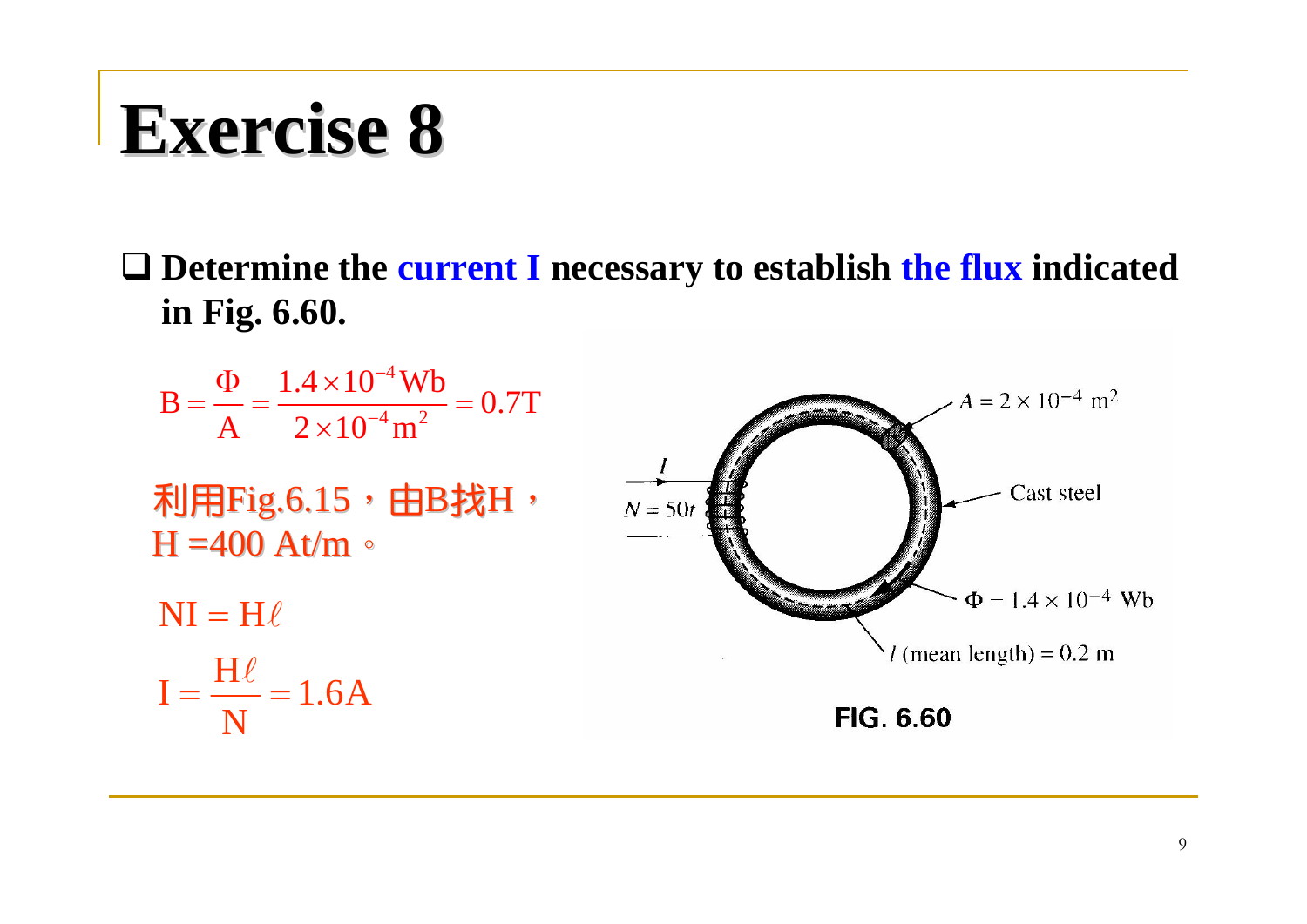# Exercise 8

- Determine the **current I** necessary to establish **the flux** indicated in Fig. 6.60.

$$B = \frac{\Phi}{A} = \frac{1.4\times10^{-4}\,\text{Wb}}{2\times10^{-4}\,\text{m}^2} = 0.7\text{T}$$

利用Fig.6.15，由B找H，H =400 At/m。

$$NI = H\ell$$

$$I = \frac{H\ell}{N} = 1.6\text{A}$$

$A = 2\times10^{-4}\ \text{m}^2$

Cast steel

$N = 50t$

$\Phi = 1.4\times10^{-4}$ Wb

$l$ (mean length) = 0.2 m

FIG. 6.60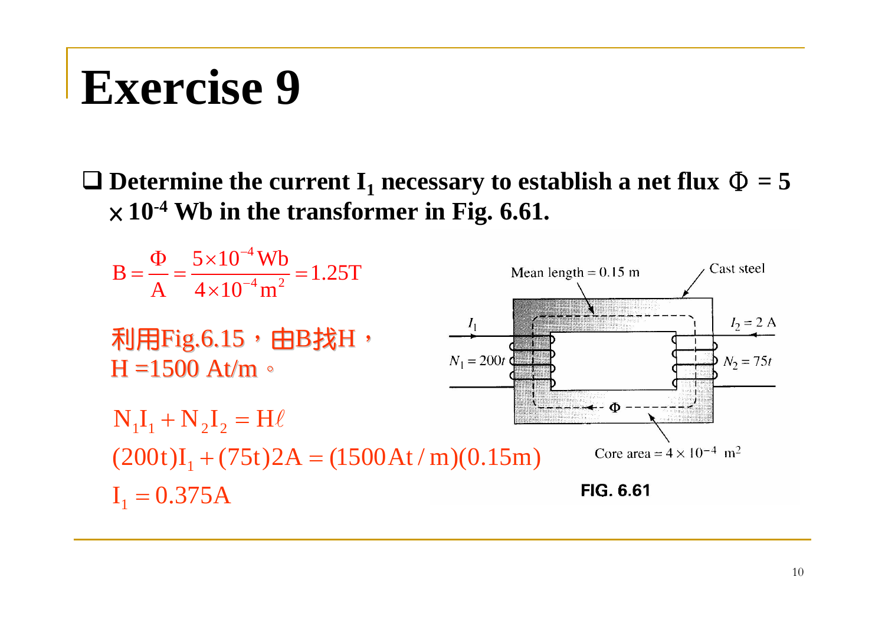# Exercise 9

- **Determine the current $I_1$ necessary to establish a net flux $\Phi = 5 \times 10^{-4}$ Wb in the transformer in Fig. 6.61.**

$$B = \frac{\Phi}{A} = \frac{5\times10^{-4}\,\text{Wb}}{4\times10^{-4}\,\text{m}^2} = 1.25\text{T}$$

利用Fig.6.15，由B找H，
H =1500 At/m。

$$N_1 I_1 + N_2 I_2 = H\ell$$

$$(200\text{t})I_1 + (75\text{t})2\text{A} = (1500\,\text{At/m})(0.15\text{m})$$

$$I_1 = 0.375\text{A}$$

Mean length = 0.15 m

Cast steel

$I_1$

$I_2 = 2$ A

$N_1 = 200t$

$N_2 = 75t$

$\Phi$

Core area = $4 \times 10^{-4}$ m$^2$

FIG. 6.61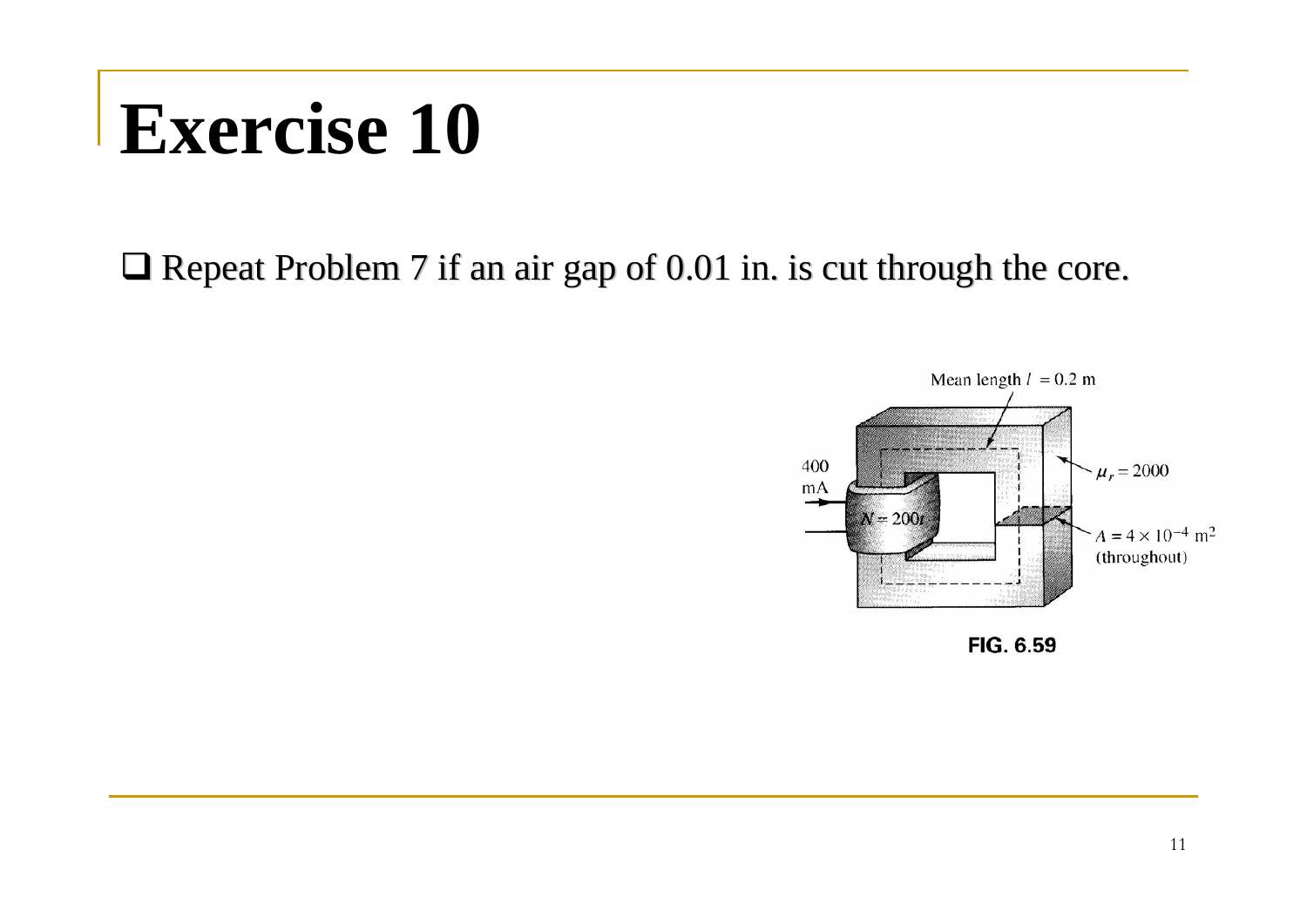# Exercise 10

- Repeat Problem 7 if an air gap of 0.01 in. is cut through the core.

FIG. 6.59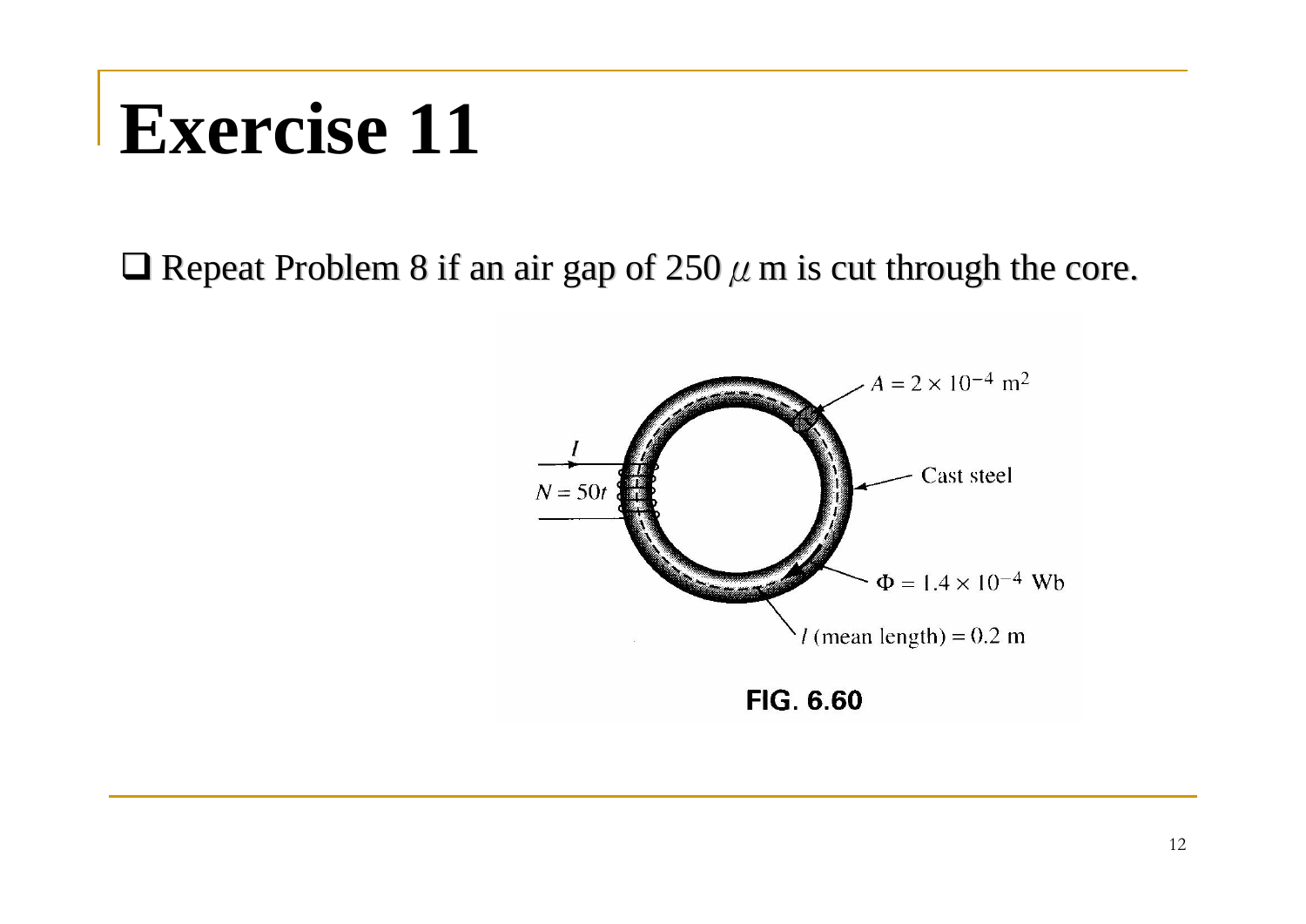# Exercise 11

- Repeat Problem 8 if an air gap of 250 $\mu$ m is cut through the core.

$A = 2 \times 10^{-4}\ \text{m}^2$

$I$

$N = 50t$

Cast steel

$\Phi = 1.4 \times 10^{-4}\ \text{Wb}$

$l$ (mean length) $= 0.2$ m

**FIG. 6.60**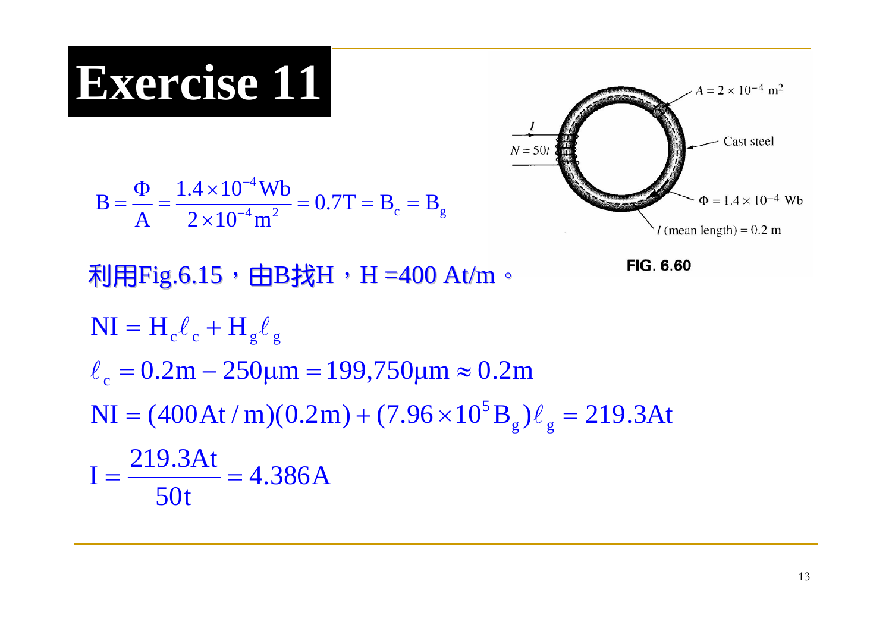# Exercise 11

$$B = \frac{\Phi}{A} = \frac{1.4 \times 10^{-4}\,\text{Wb}}{2 \times 10^{-4}\,\text{m}^2} = 0.7\text{T} = B_c = B_g$$

$A = 2 \times 10^{-4}\ \text{m}^2$

Cast steel

$N = 50t$

$\Phi = 1.4 \times 10^{-4}\ \text{Wb}$

$l$ (mean length) $= 0.2\ \text{m}$

**FIG. 6.60**

利用Fig.6.15，由B找H，H =400 At/m。

$$NI = H_c \ell_c + H_g \ell_g$$

$$\ell_c = 0.2\text{m} - 250\mu\text{m} = 199{,}750\mu\text{m} \approx 0.2\text{m}$$

$$NI = (400\,\text{At/m})(0.2\text{m}) + (7.96 \times 10^5 B_g)\ell_g = 219.3\text{At}$$

$$I = \frac{219.3\text{At}}{50\text{t}} = 4.386\text{A}$$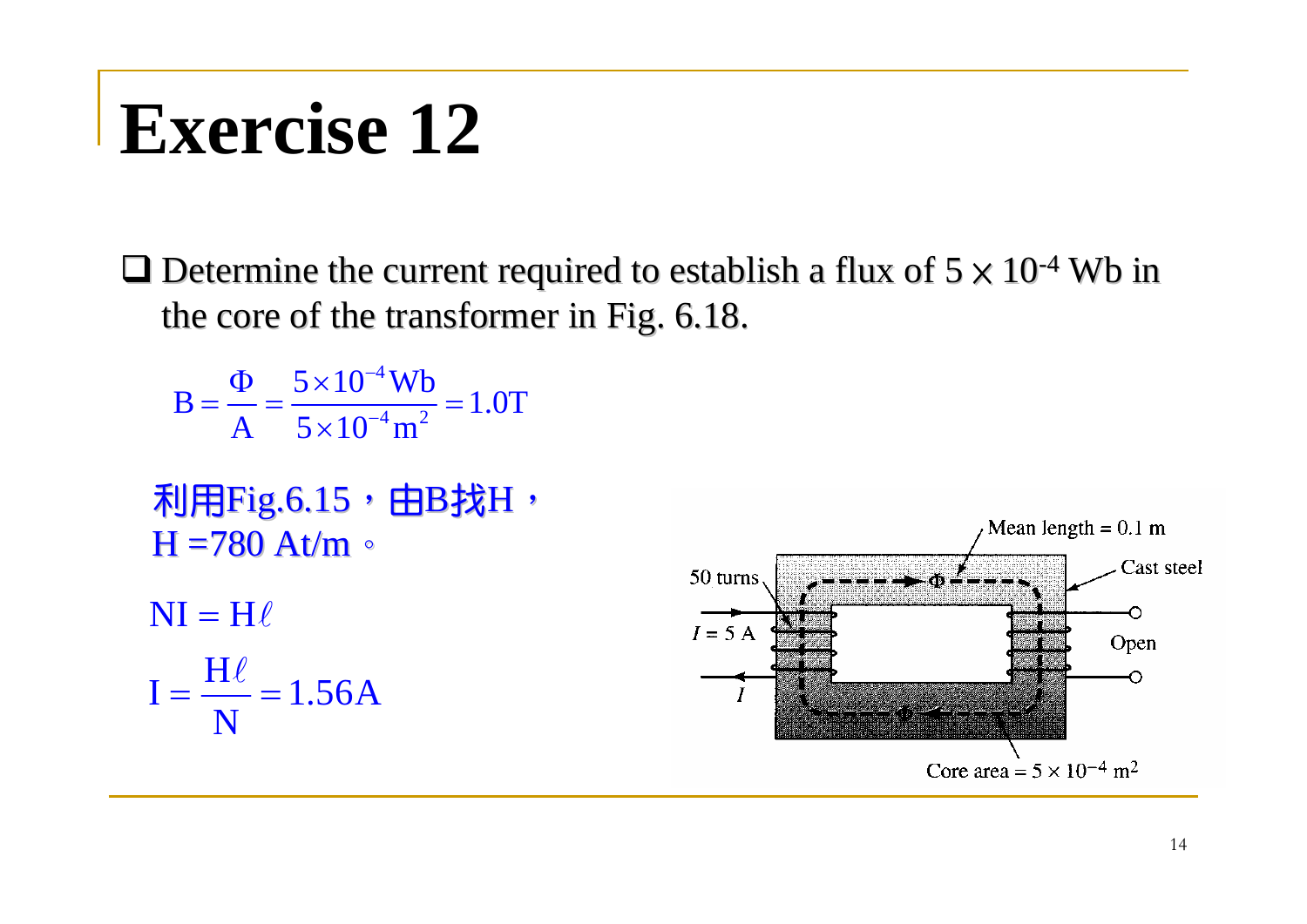# Exercise 12

- Determine the current required to establish a flux of $5 \times 10^{-4}$ Wb in the core of the transformer in Fig. 6.18.

$$B = \frac{\Phi}{A} = \frac{5\times10^{-4}\,\text{Wb}}{5\times10^{-4}\,\text{m}^2} = 1.0\text{T}$$

利用Fig.6.15，由B找H，
H =780 At/m。

$$NI = H\ell$$

$$I = \frac{H\ell}{N} = 1.56\text{A}$$

Mean length = 0.1 m
Cast steel
50 turns
$I$ = 5 A
Open
Core area = $5 \times 10^{-4}$ m$^2$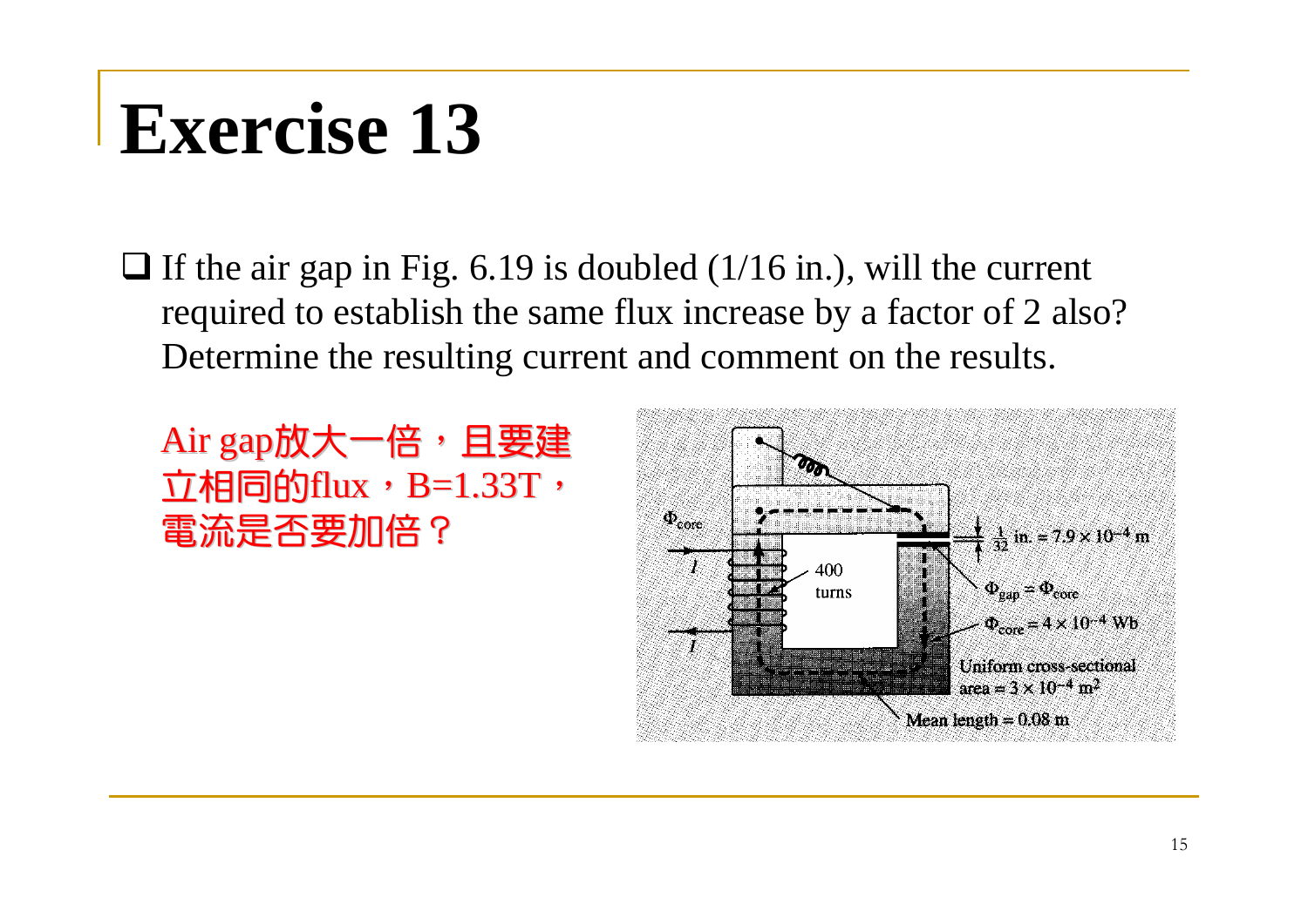# Exercise 13

- If the air gap in Fig. 6.19 is doubled (1/16 in.), will the current required to establish the same flux increase by a factor of 2 also? Determine the resulting current and comment on the results.

Air gap放大一倍，且要建立相同的flux，B=1.33T，電流是否要加倍？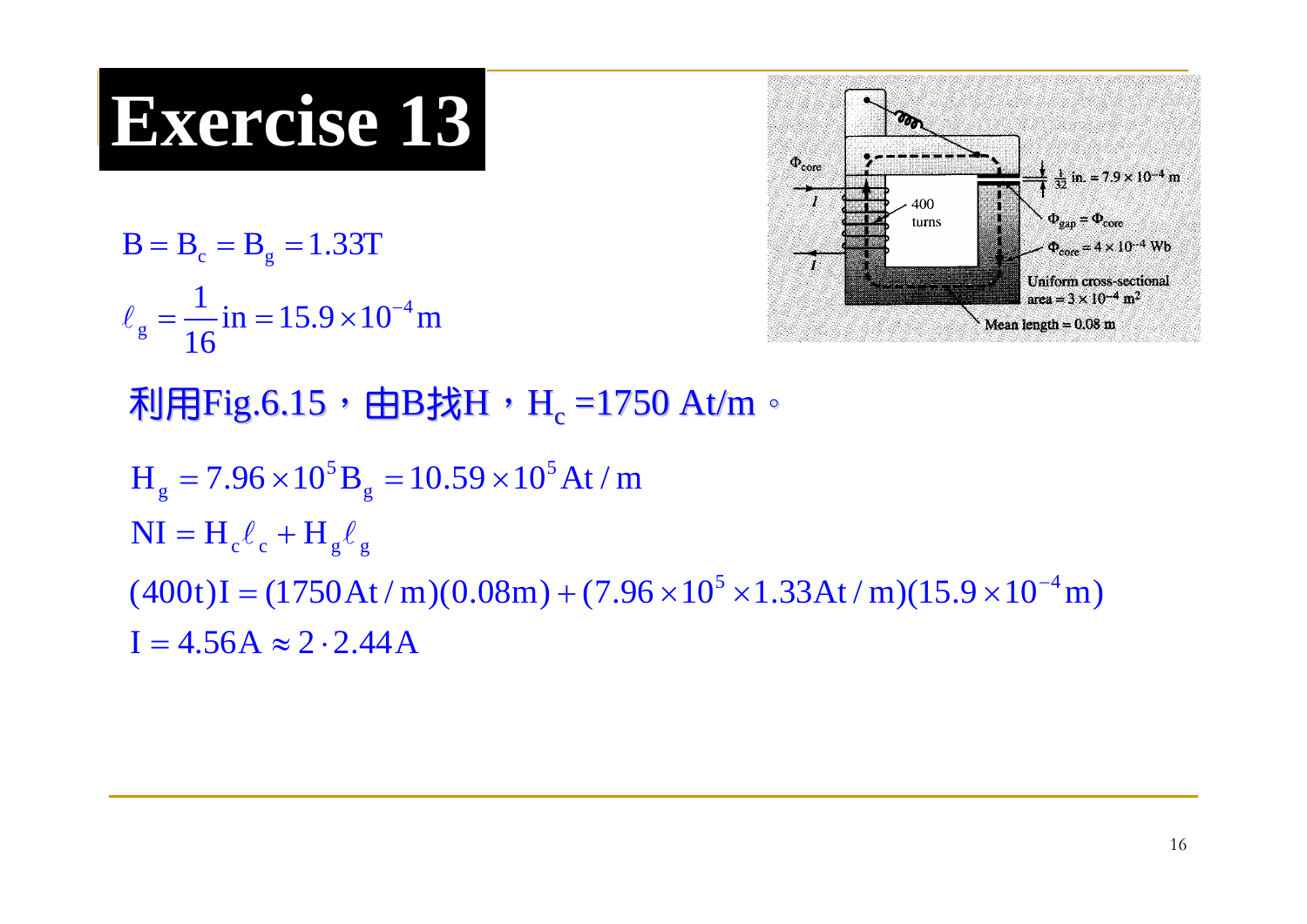# Exercise 13

$$B = B_c = B_g = 1.33\text{T}$$

$$\ell_g = \frac{1}{16}\text{in} = 15.9 \times 10^{-4}\text{m}$$

利用Fig.6.15，由B找H，$H_c$ =1750 At/m。

$$H_g = 7.96 \times 10^5 B_g = 10.59 \times 10^5 \text{At/m}$$

$$NI = H_c \ell_c + H_g \ell_g$$

$$(400\text{t})I = (1750\text{At/m})(0.08\text{m}) + (7.96 \times 10^5 \times 1.33\text{At/m})(15.9 \times 10^{-4}\text{m})$$

$$I = 4.56\text{A} \approx 2 \cdot 2.44\text{A}$$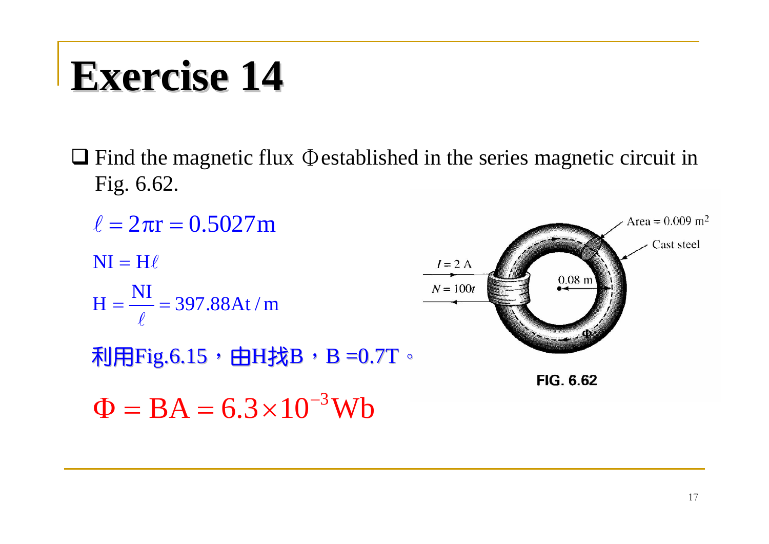# Exercise 14

- Find the magnetic flux $\Phi$ established in the series magnetic circuit in Fig. 6.62.

$$\ell = 2\pi r = 0.5027\text{m}$$

$$\text{NI} = \text{H}\ell$$

$$\text{H} = \frac{\text{NI}}{\ell} = 397.88\text{At/m}$$

利用Fig.6.15，由H找B，B =0.7T。

$$\Phi = \text{BA} = 6.3 \times 10^{-3}\text{Wb}$$

Area = 0.009 m²

Cast steel

$I = 2$ A

$N = 100t$

0.08 m

$\Phi$

**FIG. 6.62**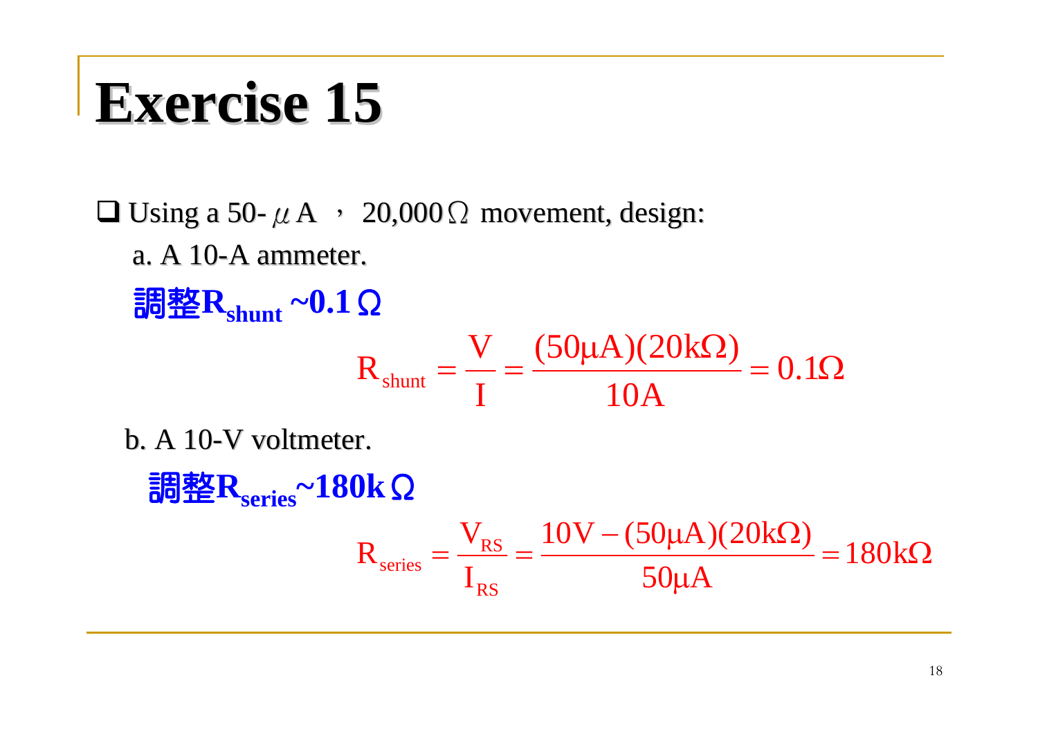# Exercise 15

- Using a 50-$\mu$A ， 20,000$\Omega$ movement, design:

  a. A 10-A ammeter.

  **調整$R_{shunt}$ ~0.1$\Omega$**

$$R_{shunt} = \frac{V}{I} = \frac{(50\mu A)(20k\Omega)}{10A} = 0.1\Omega$$

  b. A 10-V voltmeter.

  **調整$R_{series}$~180k$\Omega$**

$$R_{series} = \frac{V_{RS}}{I_{RS}} = \frac{10V - (50\mu A)(20k\Omega)}{50\mu A} = 180k\Omega$$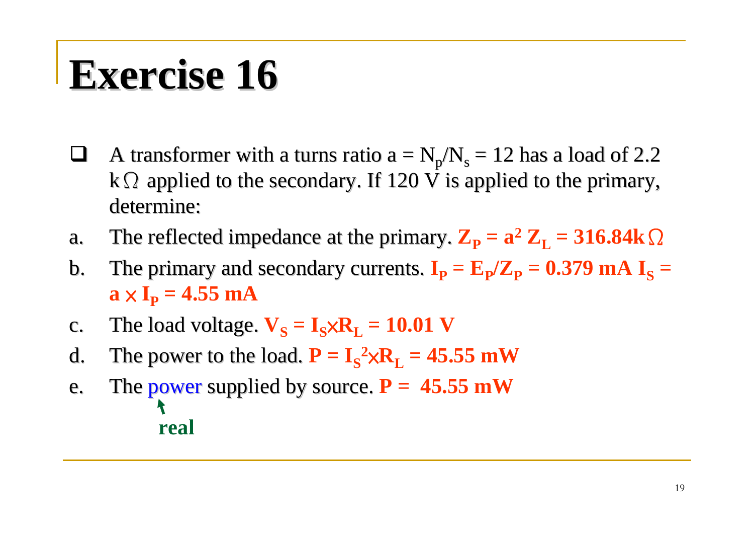# Exercise 16

- A transformer with a turns ratio $a = N_p/N_s = 12$ has a load of 2.2 k$\Omega$ applied to the secondary. If 120 V is applied to the primary, determine:

a. The reflected impedance at the primary. $\mathbf{Z_P = a^2 Z_L = 316.84k\Omega}$

b. The primary and secondary currents. $\mathbf{I_P = E_P/Z_P = 0.379\ mA}$ $\mathbf{I_S = a \times I_P = 4.55\ mA}$

c. The load voltage. $\mathbf{V_S = I_S \times R_L = 10.01\ V}$

d. The power to the load. $\mathbf{P = I_S^2 \times R_L = 45.55\ mW}$

e. The power supplied by source. $\mathbf{P = 45.55\ mW}$

**real**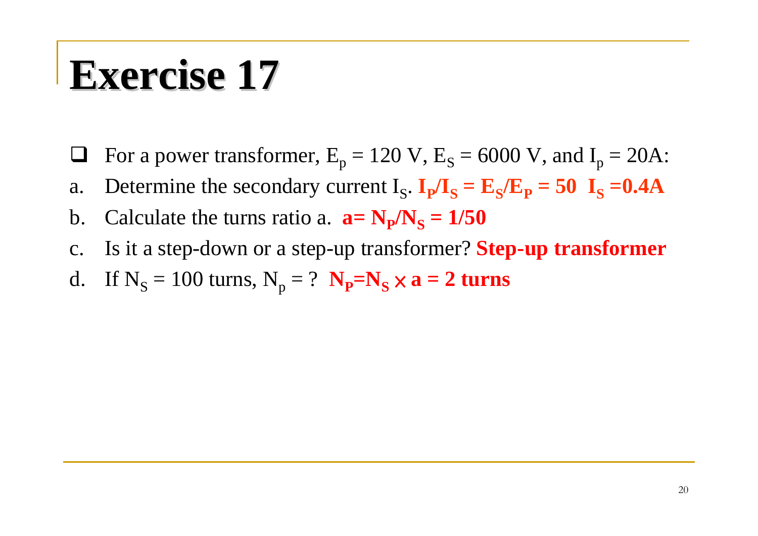# Exercise 17

- For a power transformer, $E_p = 120$ V, $E_S = 6000$ V, and $I_p = 20$A:

a. Determine the secondary current $I_S$. $\mathbf{I_P/I_S = E_S/E_P = 50 \quad I_S = 0.4A}$

b. Calculate the turns ratio a. $\mathbf{a = N_P/N_S = 1/50}$

c. Is it a step-down or a step-up transformer? **Step-up transformer**

d. If $N_S = 100$ turns, $N_p = ?$ $\mathbf{N_P = N_S \times a = 2}$ **turns**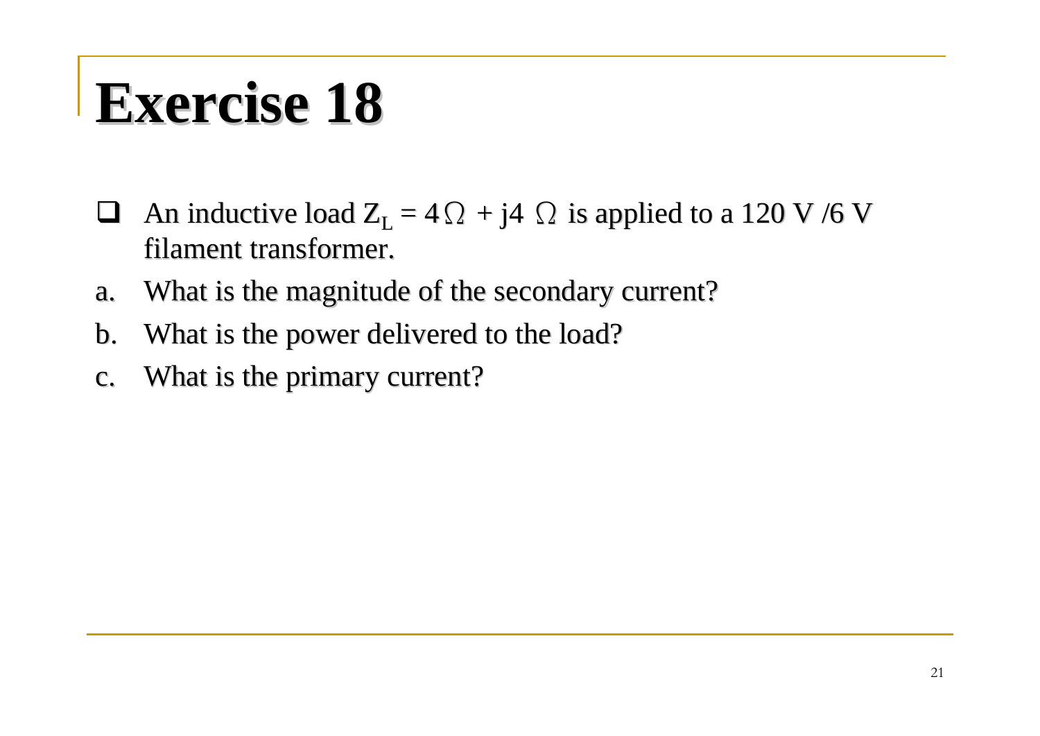# Exercise 18

- An inductive load $Z_L = 4\,\Omega + j4\,\Omega$ is applied to a 120 V /6 V filament transformer.

a. What is the magnitude of the secondary current?

b. What is the power delivered to the load?

c. What is the primary current?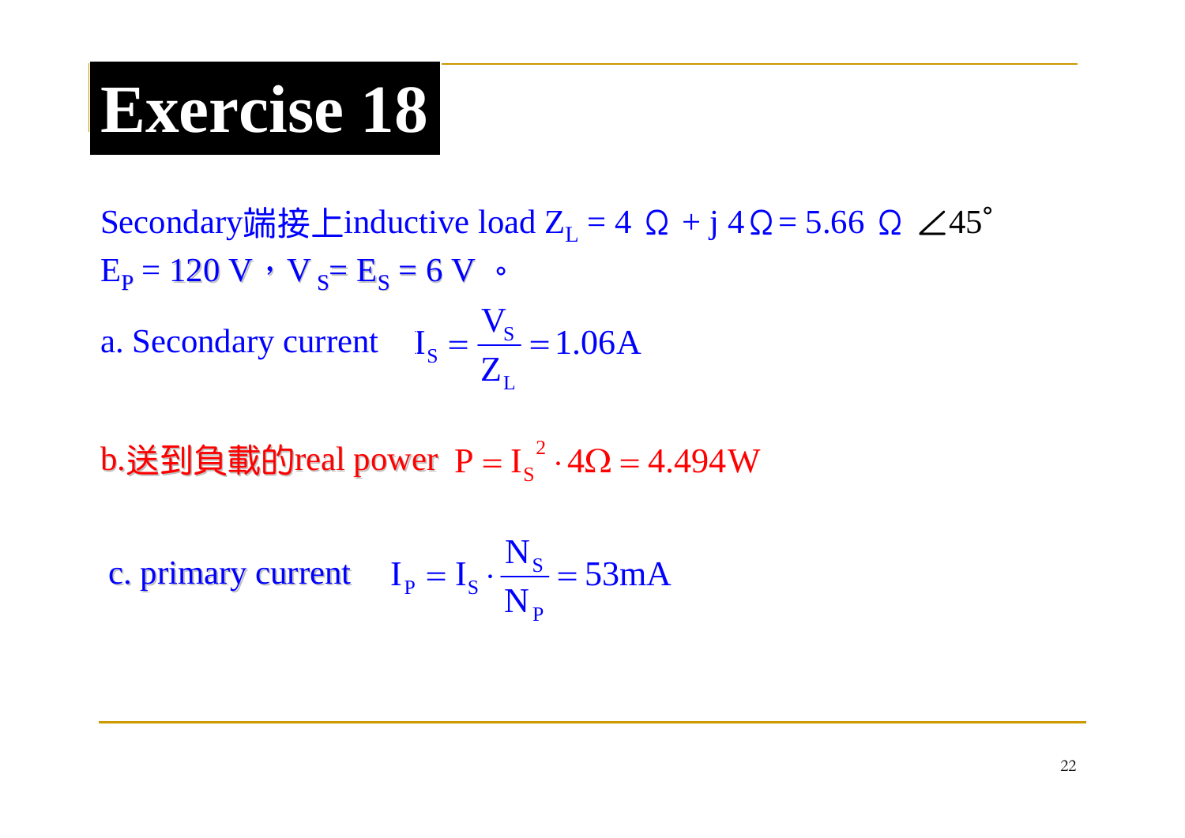# Exercise 18

Secondary端接上inductive load $Z_L = 4\ \Omega + j\,4\Omega = 5.66\ \Omega\ \angle 45^\circ$

$E_P = 120$ V，$V_S = E_S = 6$ V 。

a. Secondary current $I_S = \dfrac{V_S}{Z_L} = 1.06\text{A}$

b.送到負載的real power $P = I_S^{\ 2} \cdot 4\Omega = 4.494\text{W}$

c. primary current $I_P = I_S \cdot \dfrac{N_S}{N_P} = 53\text{mA}$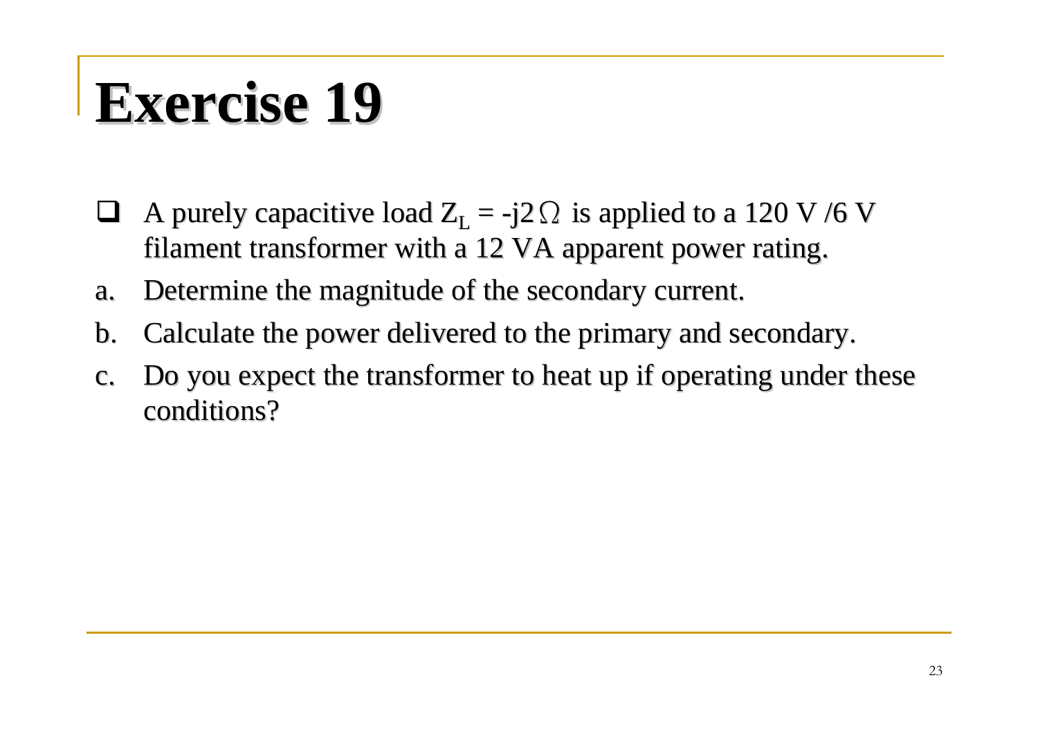# Exercise 19

- A purely capacitive load $Z_L$ = -j2 $\Omega$ is applied to a 120 V /6 V filament transformer with a 12 VA apparent power rating.

a. Determine the magnitude of the secondary current.
b. Calculate the power delivered to the primary and secondary.
c. Do you expect the transformer to heat up if operating under these conditions?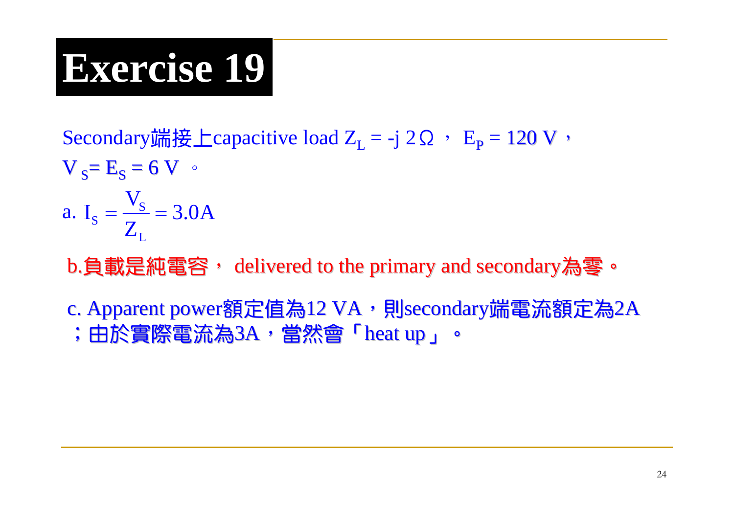# Exercise 19

Secondary端接上capacitive load $Z_L$ = -j 2Ω ， $E_P$ = 120 V，
$V_S = E_S$ = 6 V 。

a. $I_S = \dfrac{V_S}{Z_L} = 3.0\text{A}$

b.負載是純電容， delivered to the primary and secondary為零。

c. Apparent power額定值為12 VA，則secondary端電流額定為2A ；由於實際電流為3A，當然會「heat up」。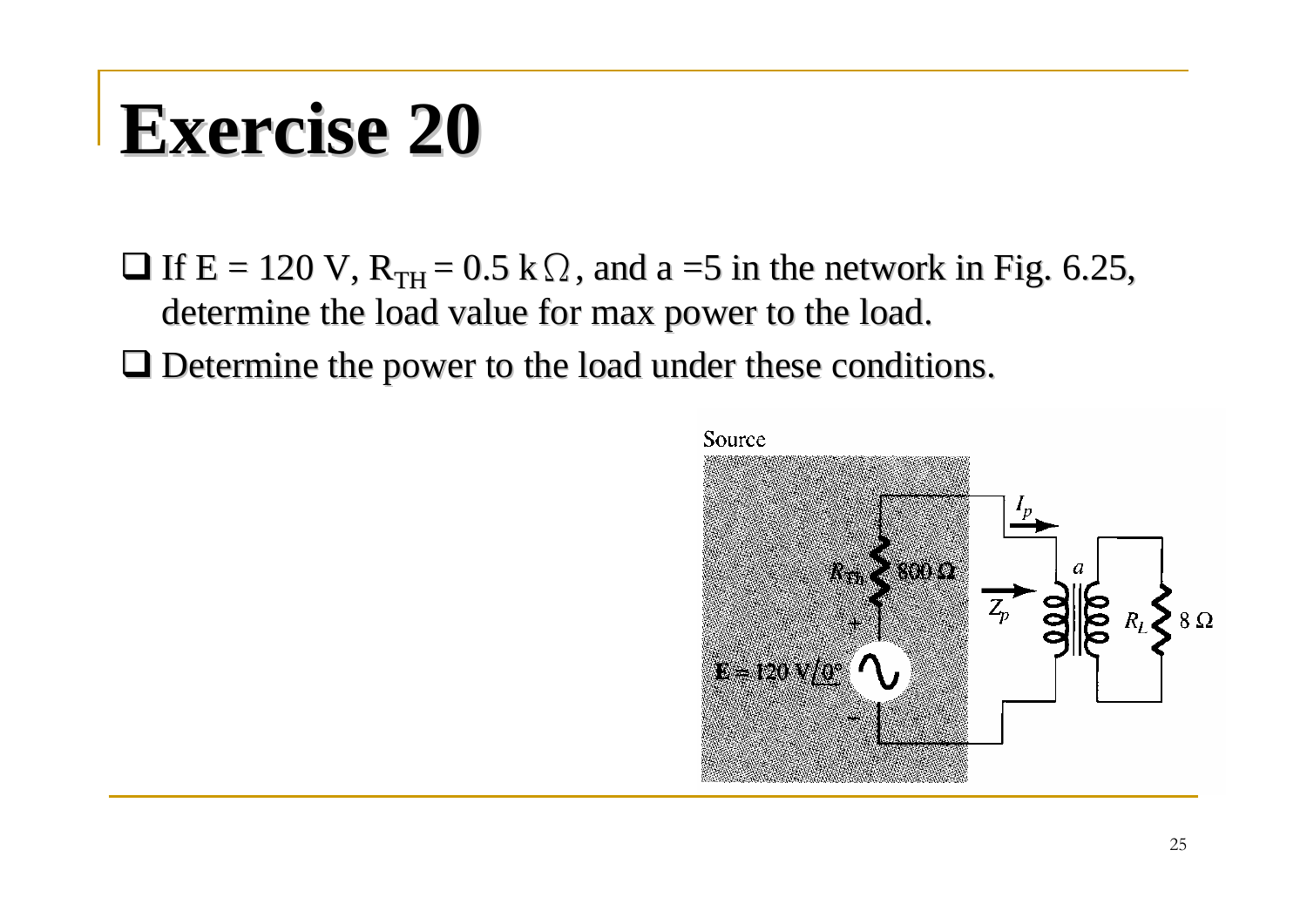# Exercise 20

- If E = 120 V, $R_{TH}$ = 0.5 kΩ, and a =5 in the network in Fig. 6.25, determine the load value for max power to the load.
- Determine the power to the load under these conditions.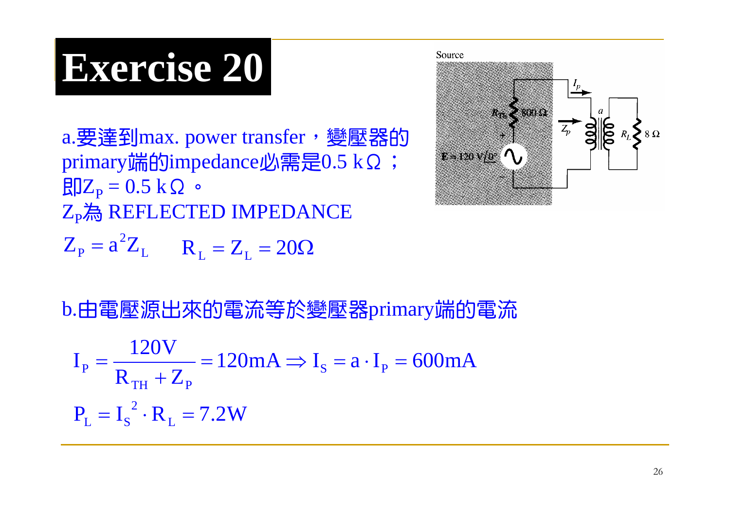# Exercise 20

a.要達到max. power transfer，變壓器的primary端的impedance必需是0.5 kΩ；即$Z_P$ = 0.5 kΩ 。

$Z_P$為 REFLECTED IMPEDANCE

$$Z_P = a^2 Z_L \qquad R_L = Z_L = 20\Omega$$

Source

$I_p$

$R_{TH}$ 500 Ω

$a$

$Z_p$

$R_L$ 8 Ω

E = 120 V∠0°

b.由電壓源出來的電流等於變壓器primary端的電流

$$I_P = \frac{120V}{R_{TH} + Z_P} = 120mA \Rightarrow I_S = a \cdot I_P = 600mA$$

$$P_L = {I_S}^2 \cdot R_L = 7.2W$$